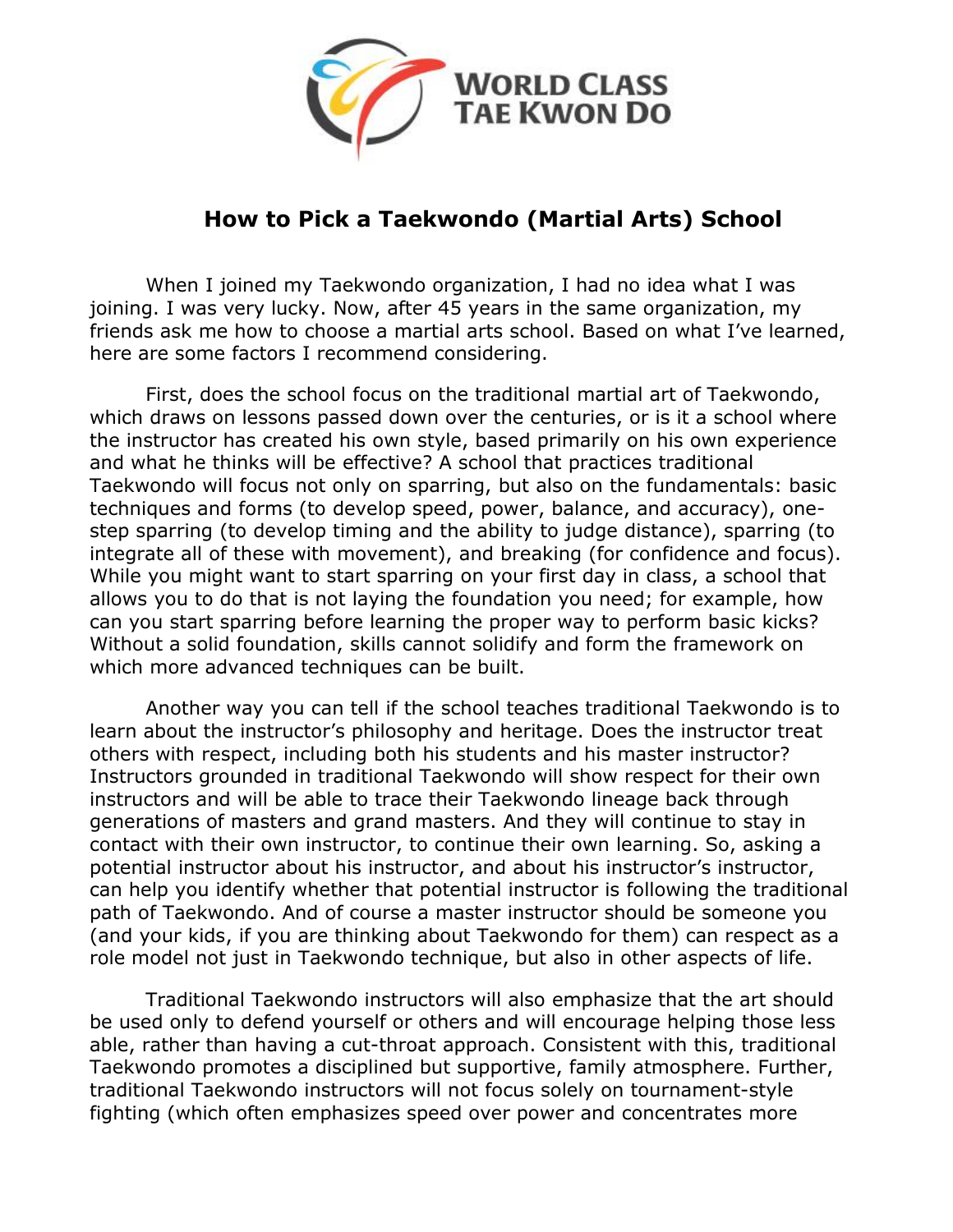WORLD CLASS TAE KWON DO

## How to Pick a Taekwondo (Martial Arts) School

When I joined my Taekwondo organization, I had no idea what I was joining. I was very lucky. Now, after 45 years in the same organization, my friends ask me how to choose a martial arts school. Based on what I've learned, here are some factors I recommend considering.

First, does the school focus on the traditional martial art of Taekwondo, which draws on lessons passed down over the centuries, or is it a school where the instructor has created his own style, based primarily on his own experience and what he thinks will be effective? A school that practices traditional Taekwondo will focus not only on sparring, but also on the fundamentals: basic techniques and forms (to develop speed, power, balance, and accuracy), one-step sparring (to develop timing and the ability to judge distance), sparring (to integrate all of these with movement), and breaking (for confidence and focus). While you might want to start sparring on your first day in class, a school that allows you to do that is not laying the foundation you need; for example, how can you start sparring before learning the proper way to perform basic kicks? Without a solid foundation, skills cannot solidify and form the framework on which more advanced techniques can be built.

Another way you can tell if the school teaches traditional Taekwondo is to learn about the instructor's philosophy and heritage. Does the instructor treat others with respect, including both his students and his master instructor? Instructors grounded in traditional Taekwondo will show respect for their own instructors and will be able to trace their Taekwondo lineage back through generations of masters and grand masters. And they will continue to stay in contact with their own instructor, to continue their own learning. So, asking a potential instructor about his instructor, and about his instructor's instructor, can help you identify whether that potential instructor is following the traditional path of Taekwondo. And of course a master instructor should be someone you (and your kids, if you are thinking about Taekwondo for them) can respect as a role model not just in Taekwondo technique, but also in other aspects of life.

Traditional Taekwondo instructors will also emphasize that the art should be used only to defend yourself or others and will encourage helping those less able, rather than having a cut-throat approach. Consistent with this, traditional Taekwondo promotes a disciplined but supportive, family atmosphere. Further, traditional Taekwondo instructors will not focus solely on tournament-style fighting (which often emphasizes speed over power and concentrates more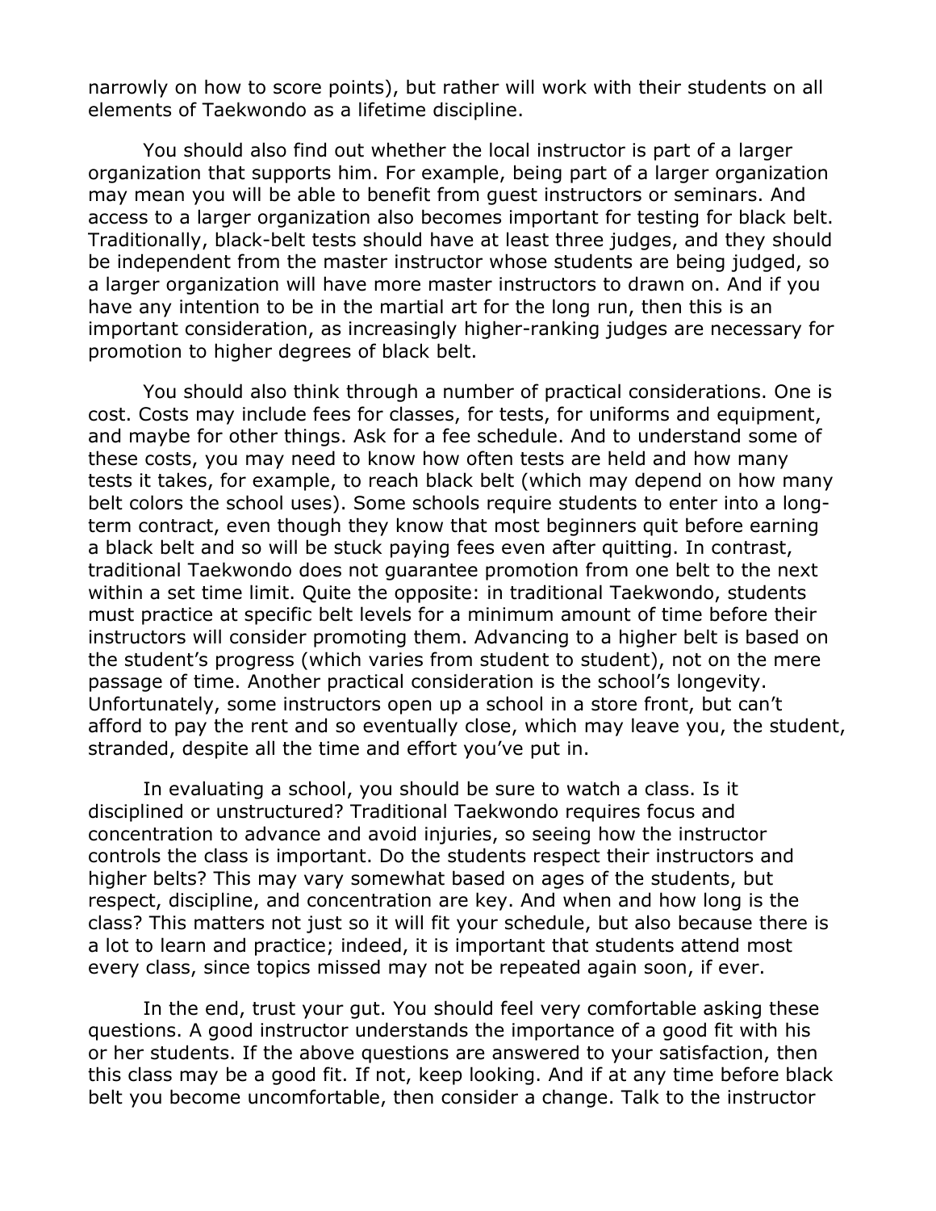narrowly on how to score points), but rather will work with their students on all elements of Taekwondo as a lifetime discipline.

You should also find out whether the local instructor is part of a larger organization that supports him. For example, being part of a larger organization may mean you will be able to benefit from guest instructors or seminars. And access to a larger organization also becomes important for testing for black belt. Traditionally, black-belt tests should have at least three judges, and they should be independent from the master instructor whose students are being judged, so a larger organization will have more master instructors to drawn on. And if you have any intention to be in the martial art for the long run, then this is an important consideration, as increasingly higher-ranking judges are necessary for promotion to higher degrees of black belt.

You should also think through a number of practical considerations. One is cost. Costs may include fees for classes, for tests, for uniforms and equipment, and maybe for other things. Ask for a fee schedule. And to understand some of these costs, you may need to know how often tests are held and how many tests it takes, for example, to reach black belt (which may depend on how many belt colors the school uses). Some schools require students to enter into a long-term contract, even though they know that most beginners quit before earning a black belt and so will be stuck paying fees even after quitting. In contrast, traditional Taekwondo does not guarantee promotion from one belt to the next within a set time limit. Quite the opposite: in traditional Taekwondo, students must practice at specific belt levels for a minimum amount of time before their instructors will consider promoting them. Advancing to a higher belt is based on the student's progress (which varies from student to student), not on the mere passage of time. Another practical consideration is the school's longevity. Unfortunately, some instructors open up a school in a store front, but can't afford to pay the rent and so eventually close, which may leave you, the student, stranded, despite all the time and effort you've put in.

In evaluating a school, you should be sure to watch a class. Is it disciplined or unstructured? Traditional Taekwondo requires focus and concentration to advance and avoid injuries, so seeing how the instructor controls the class is important. Do the students respect their instructors and higher belts? This may vary somewhat based on ages of the students, but respect, discipline, and concentration are key. And when and how long is the class? This matters not just so it will fit your schedule, but also because there is a lot to learn and practice; indeed, it is important that students attend most every class, since topics missed may not be repeated again soon, if ever.

In the end, trust your gut. You should feel very comfortable asking these questions. A good instructor understands the importance of a good fit with his or her students. If the above questions are answered to your satisfaction, then this class may be a good fit. If not, keep looking. And if at any time before black belt you become uncomfortable, then consider a change. Talk to the instructor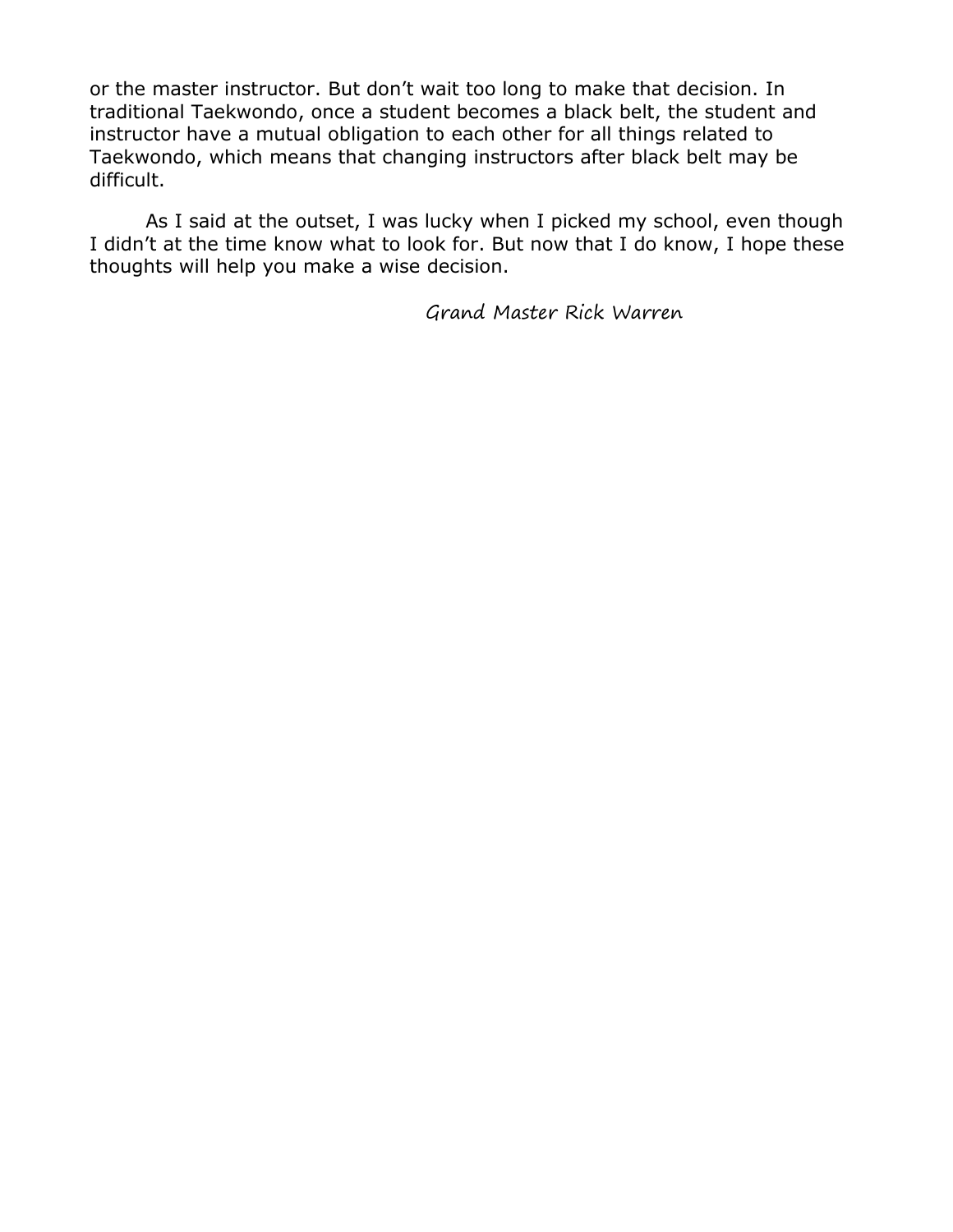or the master instructor. But don’t wait too long to make that decision. In traditional Taekwondo, once a student becomes a black belt, the student and instructor have a mutual obligation to each other for all things related to Taekwondo, which means that changing instructors after black belt may be difficult.

As I said at the outset, I was lucky when I picked my school, even though I didn’t at the time know what to look for. But now that I do know, I hope these thoughts will help you make a wise decision.

*Grand Master Rick Warren*